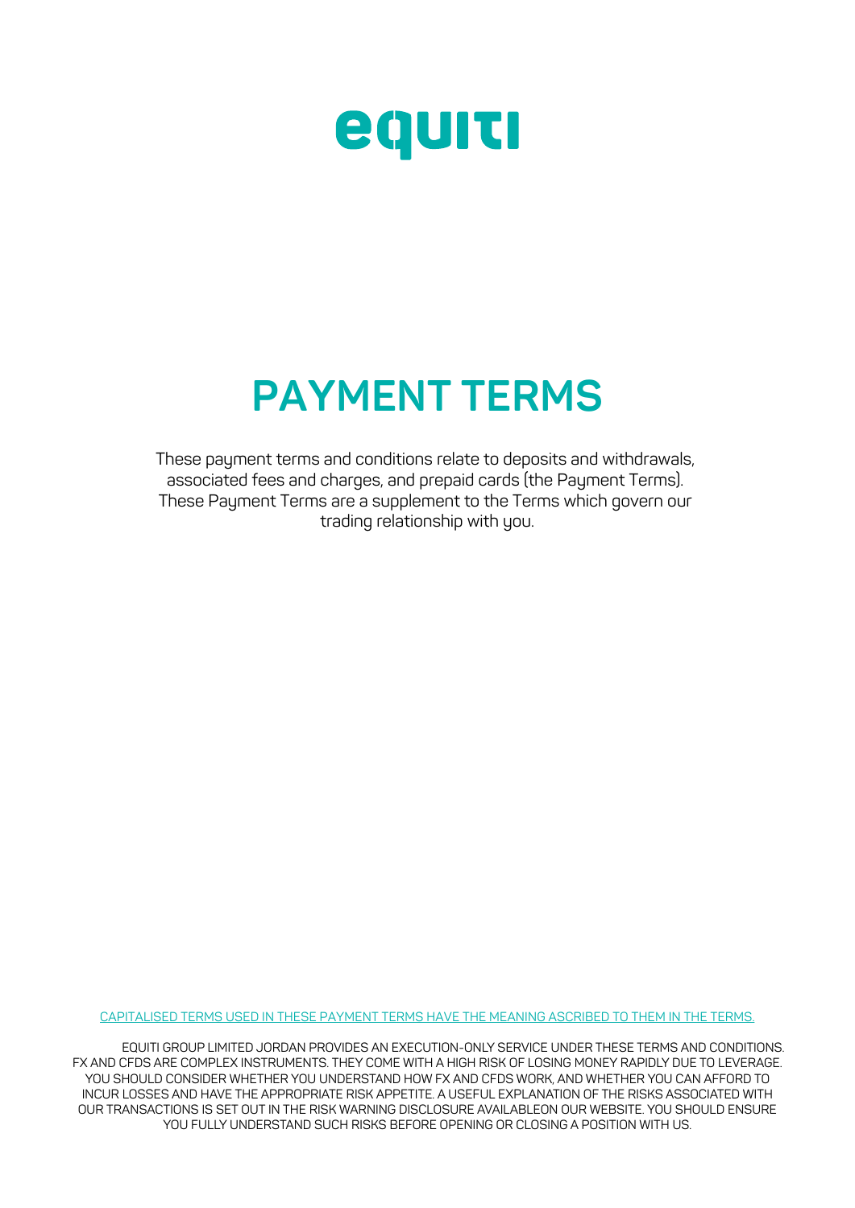equiti

# PAYMENT TERMS

These payment terms and conditions relate to deposits and withdrawals, associated fees and charges, and prepaid cards (the Payment Terms). These Payment Terms are a supplement to the Terms which govern our trading relationship with you.

CAPITALISED TERMS USED IN THESE PAYMENT TERMS HAVE THE MEANING ASCRIBED TO THEM IN THE TERMS.

EQUITI GROUP LIMITED JORDAN PROVIDES AN EXECUTION-ONLY SERVICE UNDER THESE TERMS AND CONDITIONS. FX AND CFDS ARE COMPLEX INSTRUMENTS. THEY COME WITH A HIGH RISK OF LOSING MONEY RAPIDLY DUE TO LEVERAGE. YOU SHOULD CONSIDER WHETHER YOU UNDERSTAND HOW FX AND CFDS WORK, AND WHETHER YOU CAN AFFORD TO INCUR LOSSES AND HAVE THE APPROPRIATE RISK APPETITE. A USEFUL EXPLANATION OF THE RISKS ASSOCIATED WITH OUR TRANSACTIONS IS SET OUT IN THE RISK WARNING DISCLOSURE AVAILABLEON OUR WEBSITE. YOU SHOULD ENSURE YOU FULLY UNDERSTAND SUCH RISKS BEFORE OPENING OR CLOSING A POSITION WITH US.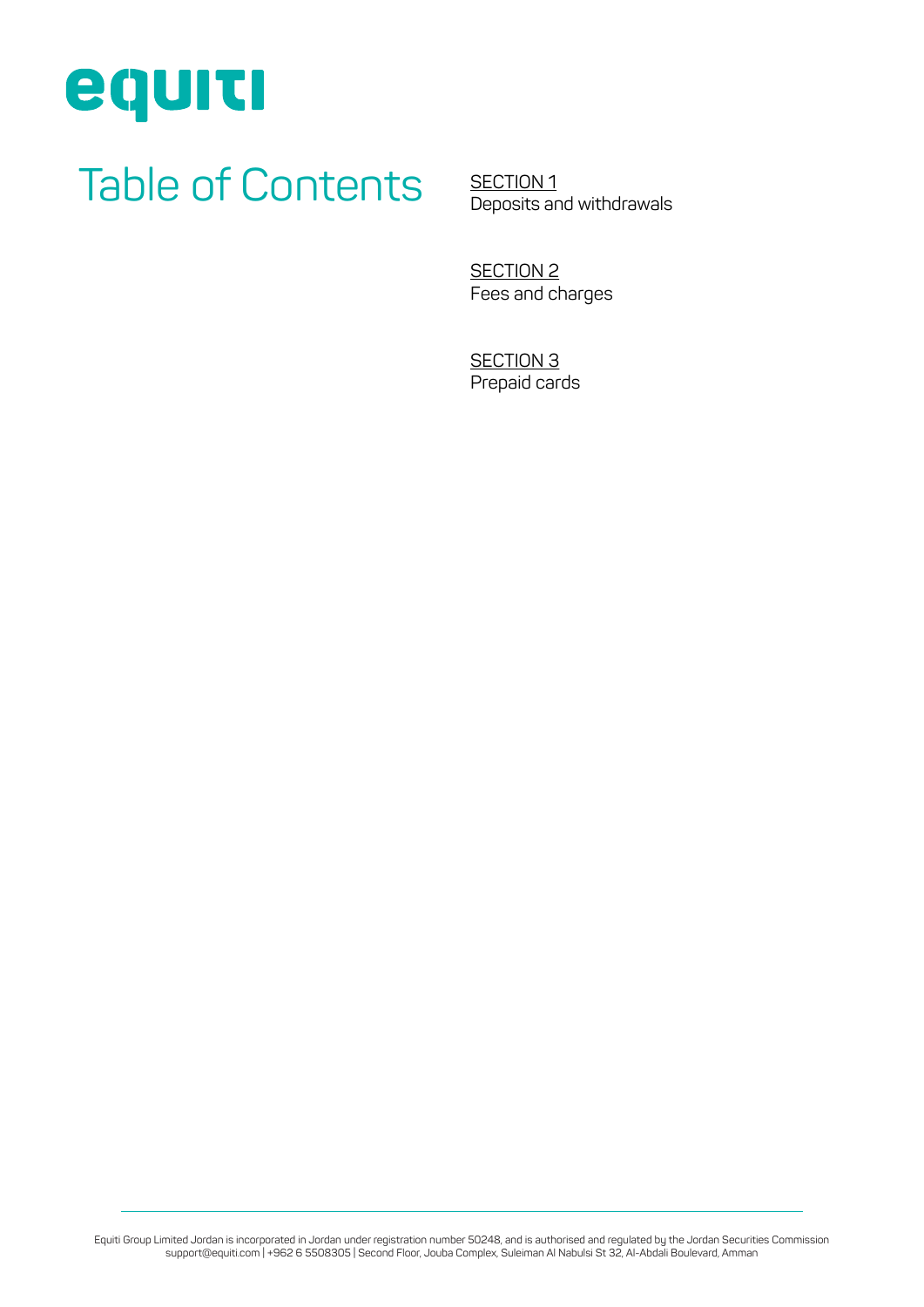# Table of Contents

SECTION 1
Deposits and withdrawals

SECTION 2
Fees and charges

SECTION 3
Prepaid cards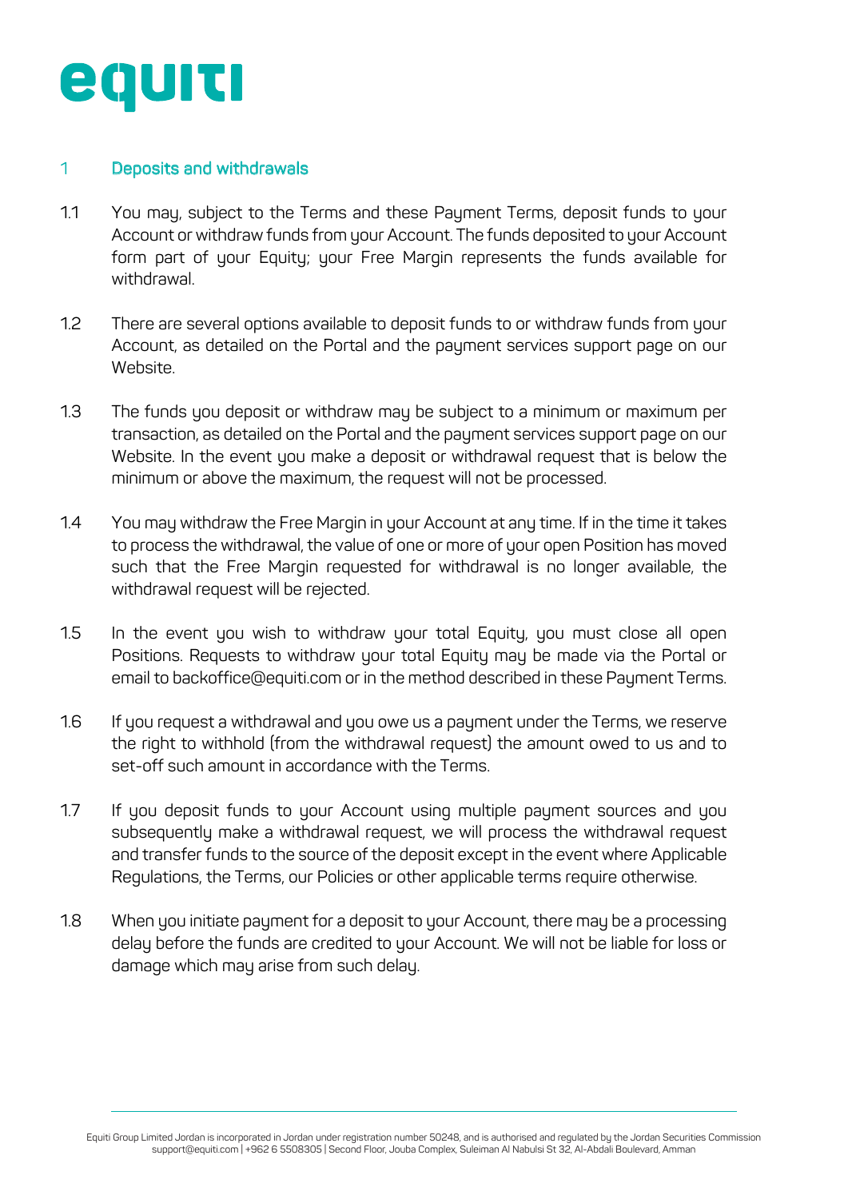## 1 Deposits and withdrawals

1.1 You may, subject to the Terms and these Payment Terms, deposit funds to your Account or withdraw funds from your Account. The funds deposited to your Account form part of your Equity; your Free Margin represents the funds available for withdrawal.

1.2 There are several options available to deposit funds to or withdraw funds from your Account, as detailed on the Portal and the payment services support page on our Website.

1.3 The funds you deposit or withdraw may be subject to a minimum or maximum per transaction, as detailed on the Portal and the payment services support page on our Website. In the event you make a deposit or withdrawal request that is below the minimum or above the maximum, the request will not be processed.

1.4 You may withdraw the Free Margin in your Account at any time. If in the time it takes to process the withdrawal, the value of one or more of your open Position has moved such that the Free Margin requested for withdrawal is no longer available, the withdrawal request will be rejected.

1.5 In the event you wish to withdraw your total Equity, you must close all open Positions. Requests to withdraw your total Equity may be made via the Portal or email to backoffice@equiti.com or in the method described in these Payment Terms.

1.6 If you request a withdrawal and you owe us a payment under the Terms, we reserve the right to withhold (from the withdrawal request) the amount owed to us and to set-off such amount in accordance with the Terms.

1.7 If you deposit funds to your Account using multiple payment sources and you subsequently make a withdrawal request, we will process the withdrawal request and transfer funds to the source of the deposit except in the event where Applicable Regulations, the Terms, our Policies or other applicable terms require otherwise.

1.8 When you initiate payment for a deposit to your Account, there may be a processing delay before the funds are credited to your Account. We will not be liable for loss or damage which may arise from such delay.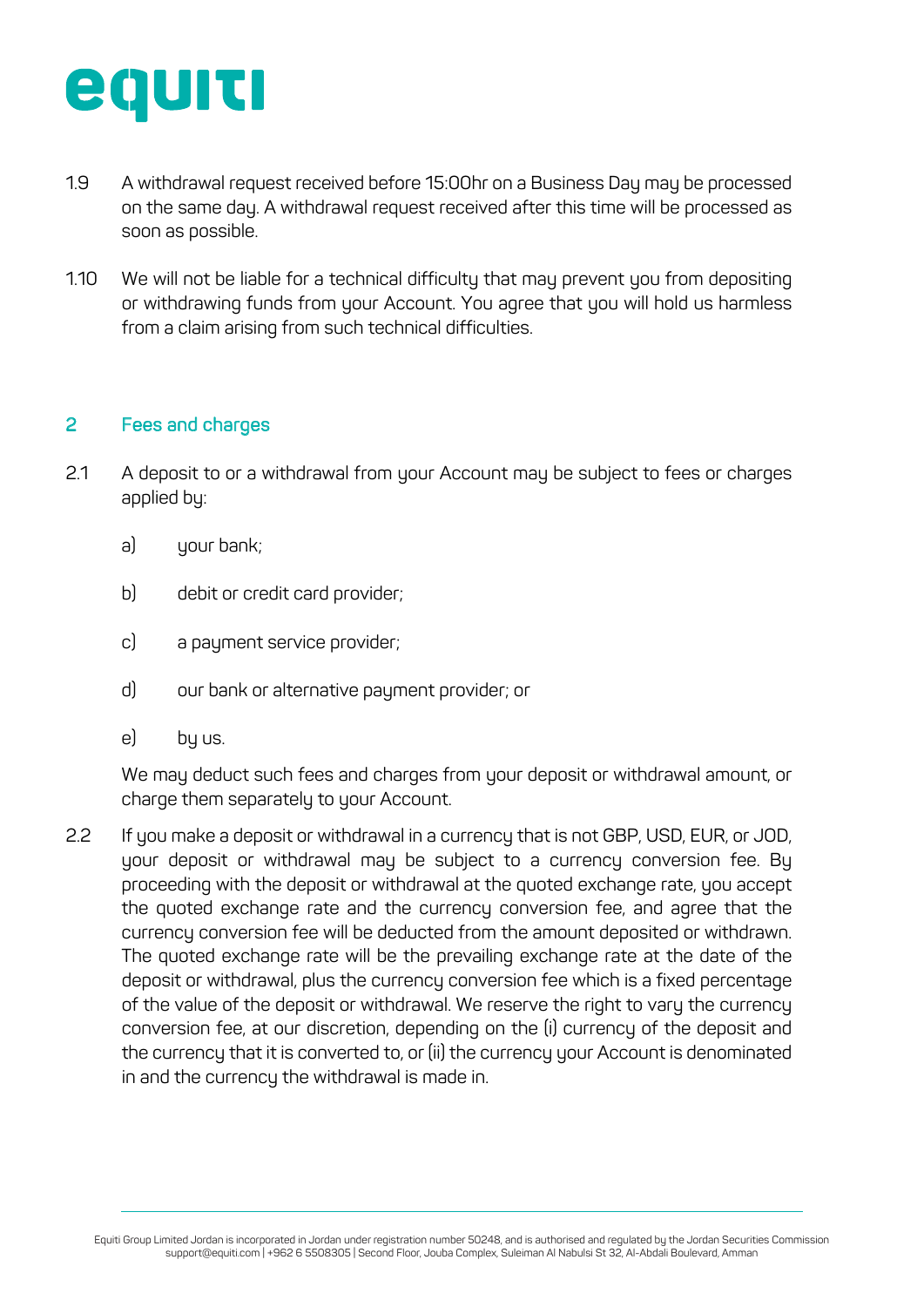1.9 A withdrawal request received before 15:00hr on a Business Day may be processed on the same day. A withdrawal request received after this time will be processed as soon as possible.

1.10 We will not be liable for a technical difficulty that may prevent you from depositing or withdrawing funds from your Account. You agree that you will hold us harmless from a claim arising from such technical difficulties.

## 2 Fees and charges

2.1 A deposit to or a withdrawal from your Account may be subject to fees or charges applied by:

a) your bank;

b) debit or credit card provider;

c) a payment service provider;

d) our bank or alternative payment provider; or

e) by us.

We may deduct such fees and charges from your deposit or withdrawal amount, or charge them separately to your Account.

2.2 If you make a deposit or withdrawal in a currency that is not GBP, USD, EUR, or JOD, your deposit or withdrawal may be subject to a currency conversion fee. By proceeding with the deposit or withdrawal at the quoted exchange rate, you accept the quoted exchange rate and the currency conversion fee, and agree that the currency conversion fee will be deducted from the amount deposited or withdrawn. The quoted exchange rate will be the prevailing exchange rate at the date of the deposit or withdrawal, plus the currency conversion fee which is a fixed percentage of the value of the deposit or withdrawal. We reserve the right to vary the currency conversion fee, at our discretion, depending on the (i) currency of the deposit and the currency that it is converted to, or (ii) the currency your Account is denominated in and the currency the withdrawal is made in.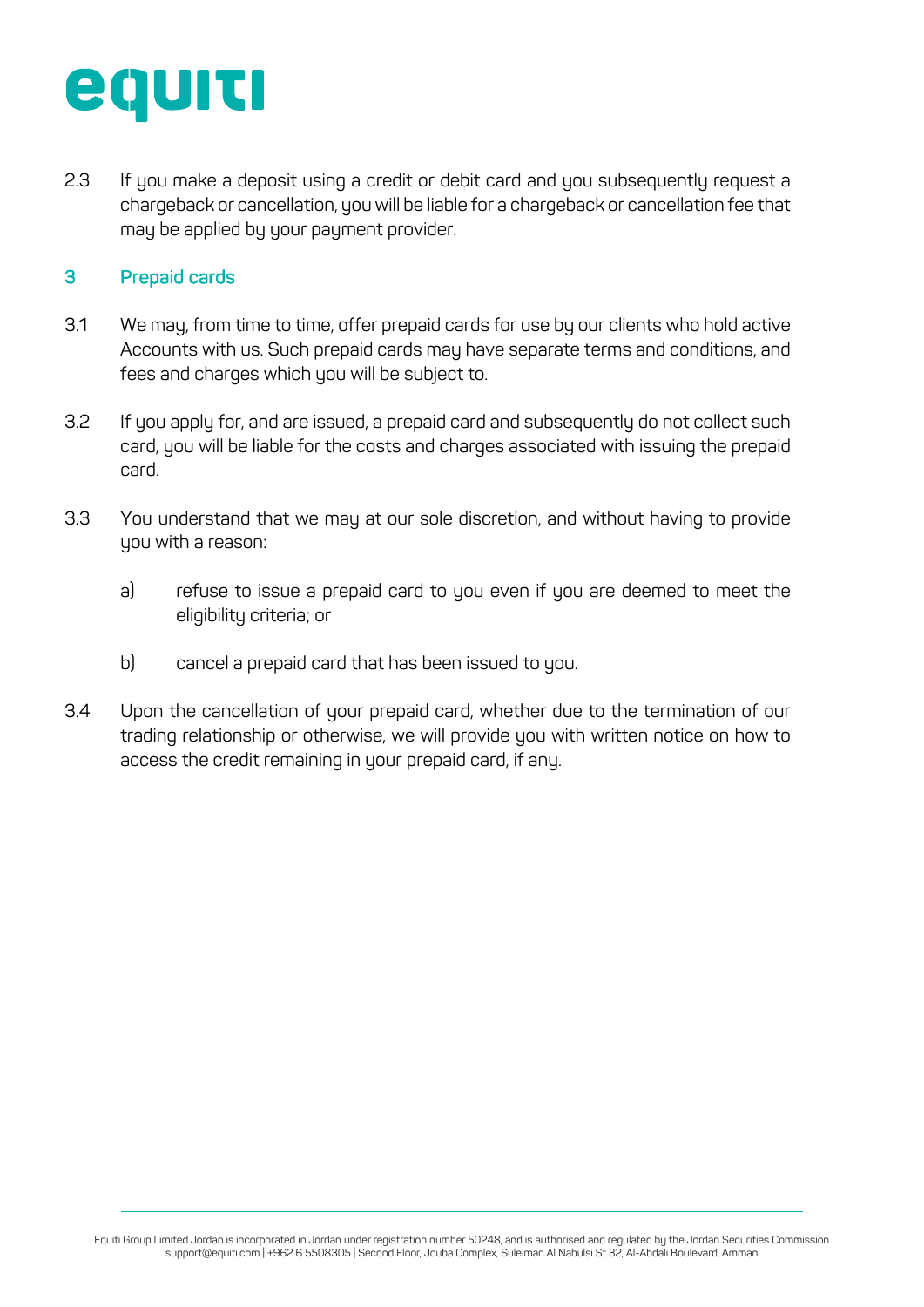2.3 If you make a deposit using a credit or debit card and you subsequently request a chargeback or cancellation, you will be liable for a chargeback or cancellation fee that may be applied by your payment provider.

## 3 Prepaid cards

3.1 We may, from time to time, offer prepaid cards for use by our clients who hold active Accounts with us. Such prepaid cards may have separate terms and conditions, and fees and charges which you will be subject to.

3.2 If you apply for, and are issued, a prepaid card and subsequently do not collect such card, you will be liable for the costs and charges associated with issuing the prepaid card.

3.3 You understand that we may at our sole discretion, and without having to provide you with a reason:

a) refuse to issue a prepaid card to you even if you are deemed to meet the eligibility criteria; or

b) cancel a prepaid card that has been issued to you.

3.4 Upon the cancellation of your prepaid card, whether due to the termination of our trading relationship or otherwise, we will provide you with written notice on how to access the credit remaining in your prepaid card, if any.